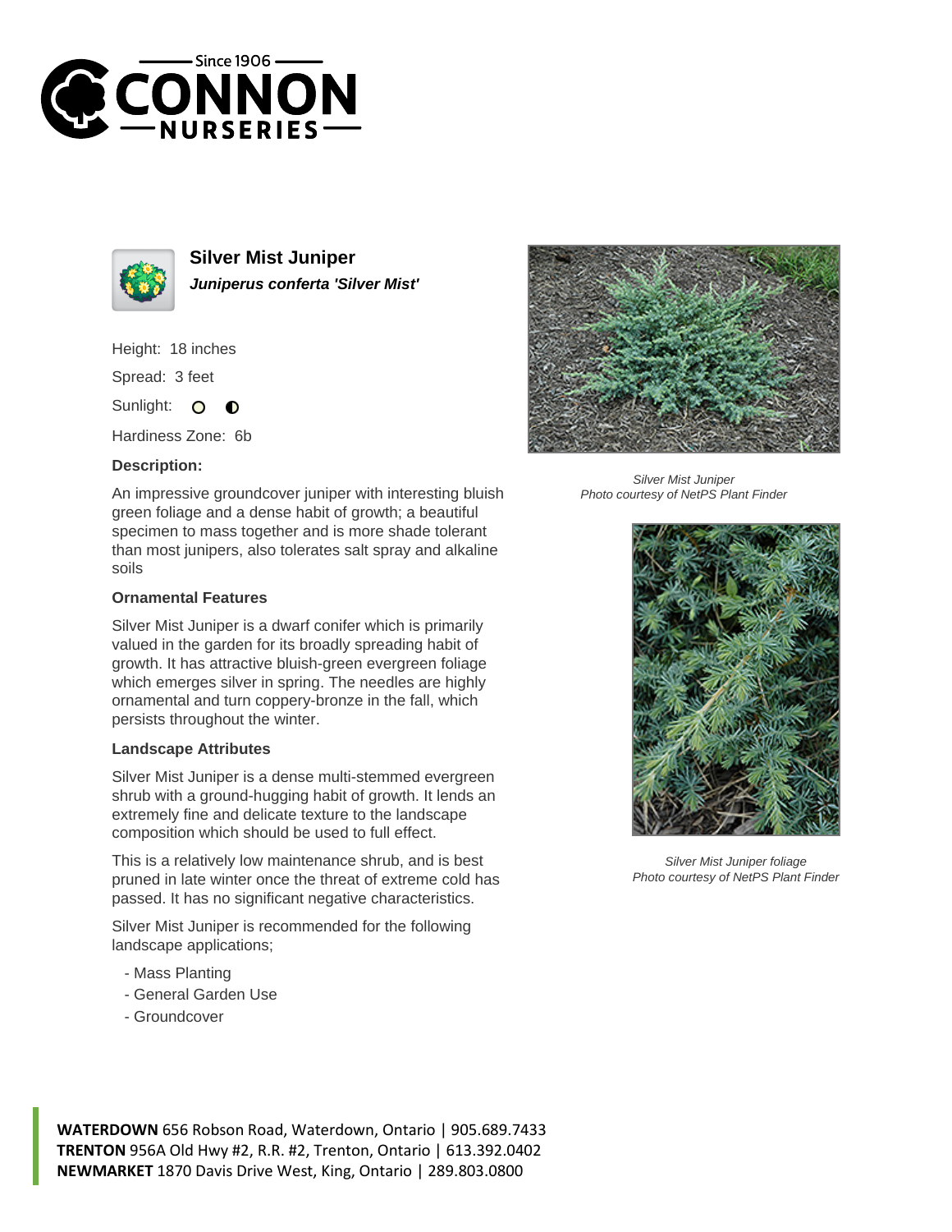# Silver Mist Juniper

***Juniperus conferta 'Silver Mist'***

Height: 18 inches

Spread: 3 feet

Sunlight:

Hardiness Zone: 6b

### Description:

An impressive groundcover juniper with interesting bluish green foliage and a dense habit of growth; a beautiful specimen to mass together and is more shade tolerant than most junipers, also tolerates salt spray and alkaline soils

### Ornamental Features

Silver Mist Juniper is a dwarf conifer which is primarily valued in the garden for its broadly spreading habit of growth. It has attractive bluish-green evergreen foliage which emerges silver in spring. The needles are highly ornamental and turn coppery-bronze in the fall, which persists throughout the winter.

### Landscape Attributes

Silver Mist Juniper is a dense multi-stemmed evergreen shrub with a ground-hugging habit of growth. It lends an extremely fine and delicate texture to the landscape composition which should be used to full effect.

This is a relatively low maintenance shrub, and is best pruned in late winter once the threat of extreme cold has passed. It has no significant negative characteristics.

Silver Mist Juniper is recommended for the following landscape applications;

- Mass Planting
- General Garden Use
- Groundcover

*Silver Mist Juniper*
*Photo courtesy of NetPS Plant Finder*

*Silver Mist Juniper foliage*
*Photo courtesy of NetPS Plant Finder*

**WATERDOWN** 656 Robson Road, Waterdown, Ontario | 905.689.7433
**TRENTON** 956A Old Hwy #2, R.R. #2, Trenton, Ontario | 613.392.0402
**NEWMARKET** 1870 Davis Drive West, King, Ontario | 289.803.0800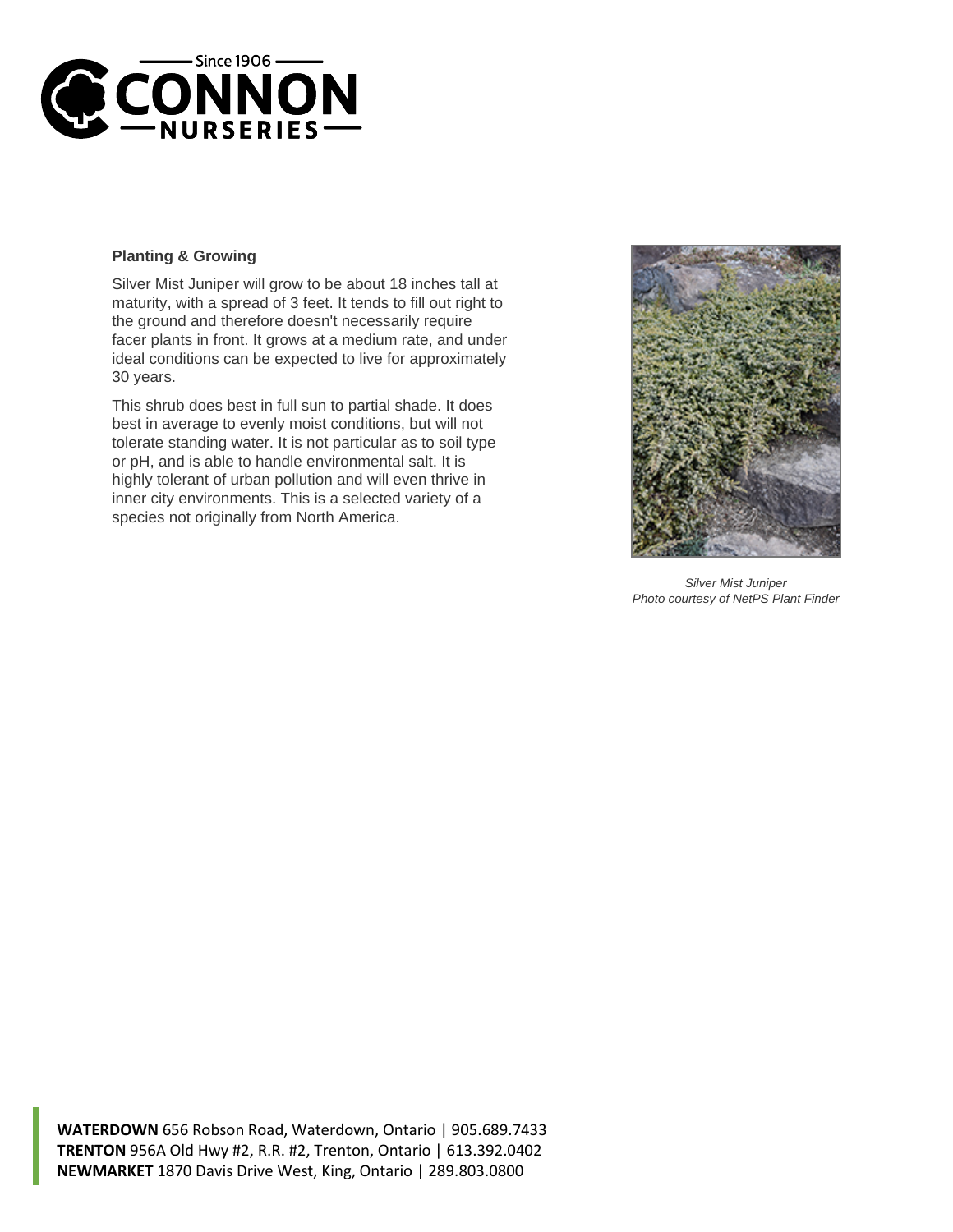### Planting & Growing

Silver Mist Juniper will grow to be about 18 inches tall at maturity, with a spread of 3 feet. It tends to fill out right to the ground and therefore doesn't necessarily require facer plants in front. It grows at a medium rate, and under ideal conditions can be expected to live for approximately 30 years.

This shrub does best in full sun to partial shade. It does best in average to evenly moist conditions, but will not tolerate standing water. It is not particular as to soil type or pH, and is able to handle environmental salt. It is highly tolerant of urban pollution and will even thrive in inner city environments. This is a selected variety of a species not originally from North America.

*Silver Mist Juniper*
*Photo courtesy of NetPS Plant Finder*

**WATERDOWN** 656 Robson Road, Waterdown, Ontario | 905.689.7433
**TRENTON** 956A Old Hwy #2, R.R. #2, Trenton, Ontario | 613.392.0402
**NEWMARKET** 1870 Davis Drive West, King, Ontario | 289.803.0800